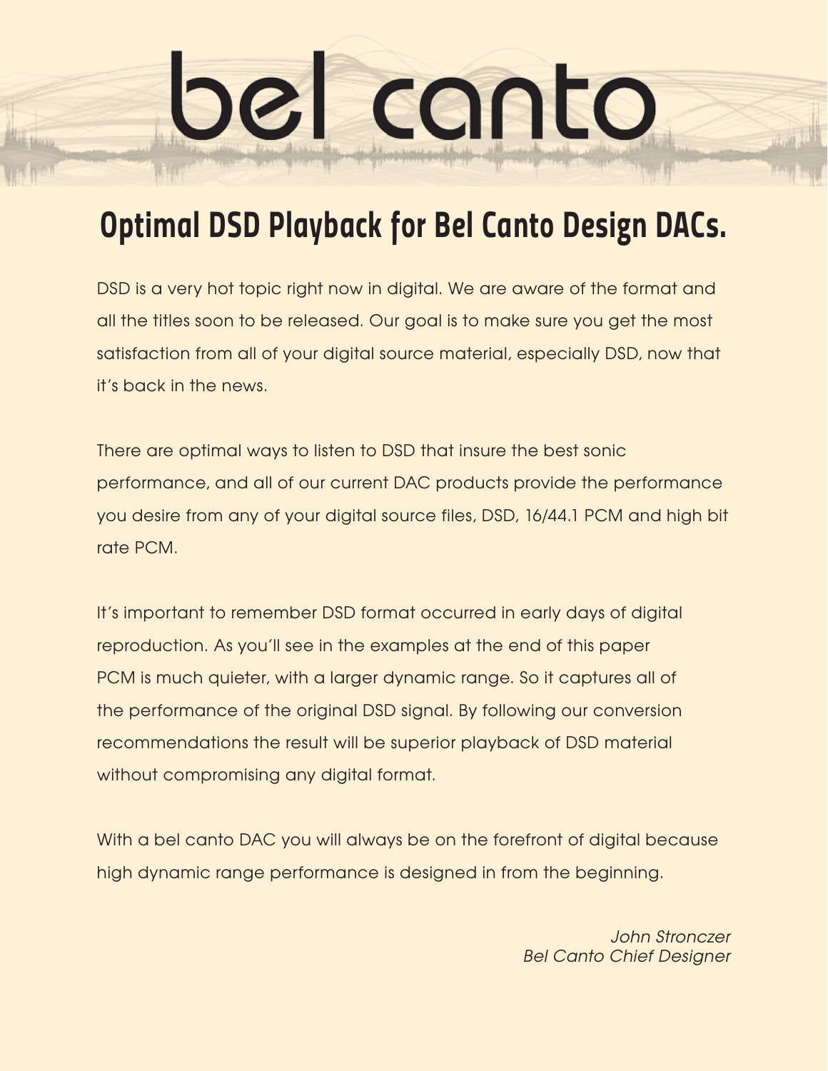# bel canto

## Optimal DSD Playback for Bel Canto Design DACs.

DSD is a very hot topic right now in digital. We are aware of the format and all the titles soon to be released. Our goal is to make sure you get the most satisfaction from all of your digital source material, especially DSD, now that it's back in the news.

There are optimal ways to listen to DSD that insure the best sonic performance, and all of our current DAC products provide the performance you desire from any of your digital source files, DSD, 16/44.1 PCM and high bit rate PCM.

It's important to remember DSD format occurred in early days of digital reproduction. As you'll see in the examples at the end of this paper PCM is much quieter, with a larger dynamic range. So it captures all of the performance of the original DSD signal. By following our conversion recommendations the result will be superior playback of DSD material without compromising any digital format.

With a bel canto DAC you will always be on the forefront of digital because high dynamic range performance is designed in from the beginning.

*John Stronczer*
*Bel Canto Chief Designer*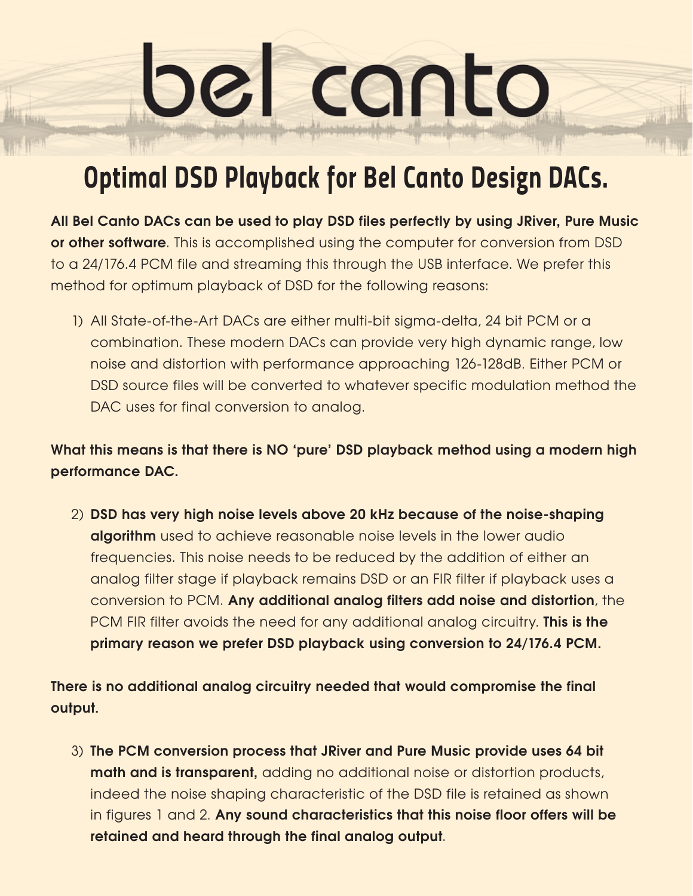# bel canto

## Optimal DSD Playback for Bel Canto Design DACs.

**All Bel Canto DACs can be used to play DSD files perfectly by using JRiver, Pure Music or other software**. This is accomplished using the computer for conversion from DSD to a 24/176.4 PCM file and streaming this through the USB interface. We prefer this method for optimum playback of DSD for the following reasons:

1) All State-of-the-Art DACs are either multi-bit sigma-delta, 24 bit PCM or a combination. These modern DACs can provide very high dynamic range, low noise and distortion with performance approaching 126-128dB. Either PCM or DSD source files will be converted to whatever specific modulation method the DAC uses for final conversion to analog.

**What this means is that there is NO 'pure' DSD playback method using a modern high performance DAC.**

2) **DSD has very high noise levels above 20 kHz because of the noise-shaping algorithm** used to achieve reasonable noise levels in the lower audio frequencies. This noise needs to be reduced by the addition of either an analog filter stage if playback remains DSD or an FIR filter if playback uses a conversion to PCM. **Any additional analog filters add noise and distortion**, the PCM FIR filter avoids the need for any additional analog circuitry. **This is the primary reason we prefer DSD playback using conversion to 24/176.4 PCM.**

**There is no additional analog circuitry needed that would compromise the final output.**

3) **The PCM conversion process that JRiver and Pure Music provide uses 64 bit math and is transparent,** adding no additional noise or distortion products, indeed the noise shaping characteristic of the DSD file is retained as shown in figures 1 and 2. **Any sound characteristics that this noise floor offers will be retained and heard through the final analog output**.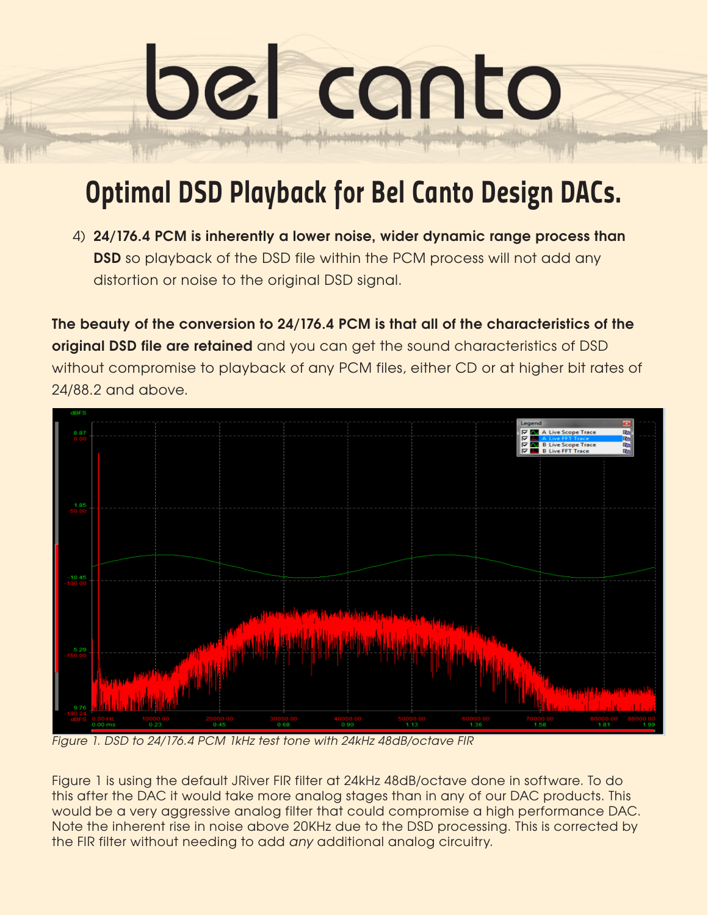# bel canto

## Optimal DSD Playback for Bel Canto Design DACs.

4) **24/176.4 PCM is inherently a lower noise, wider dynamic range process than DSD** so playback of the DSD file within the PCM process will not add any distortion or noise to the original DSD signal.

**The beauty of the conversion to 24/176.4 PCM is that all of the characteristics of the original DSD file are retained** and you can get the sound characteristics of DSD without compromise to playback of any PCM files, either CD or at higher bit rates of 24/88.2 and above.

*Figure 1. DSD to 24/176.4 PCM 1kHz test tone with 24kHz 48dB/octave FIR*

Figure 1 is using the default JRiver FIR filter at 24kHz 48dB/octave done in software. To do this after the DAC it would take more analog stages than in any of our DAC products. This would be a very aggressive analog filter that could compromise a high performance DAC. Note the inherent rise in noise above 20KHz due to the DSD processing. This is corrected by the FIR filter without needing to add *any* additional analog circuitry.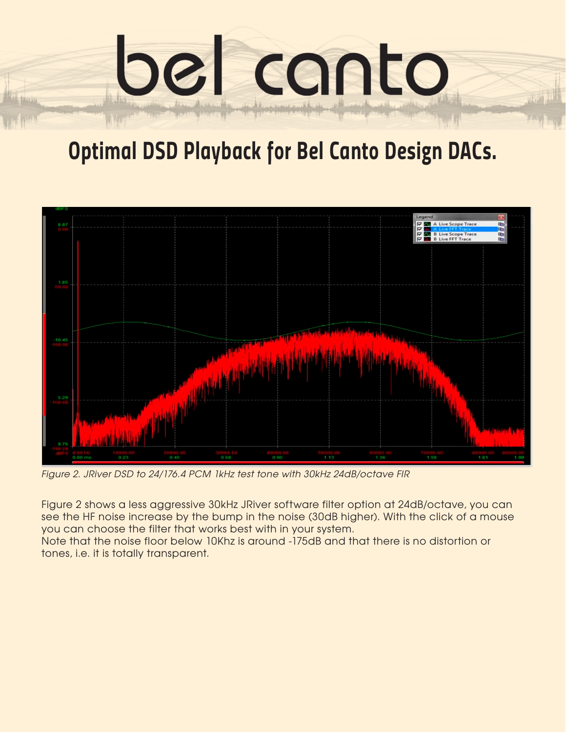# Optimal DSD Playback for Bel Canto Design DACs.

*Figure 2. JRiver DSD to 24/176.4 PCM 1kHz test tone with 30kHz 24dB/octave FIR*

Figure 2 shows a less aggressive 30kHz JRiver software filter option at 24dB/octave, you can see the HF noise increase by the bump in the noise (30dB higher). With the click of a mouse you can choose the filter that works best with in your system.
Note that the noise floor below 10Khz is around -175dB and that there is no distortion or tones, i.e. it is totally transparent.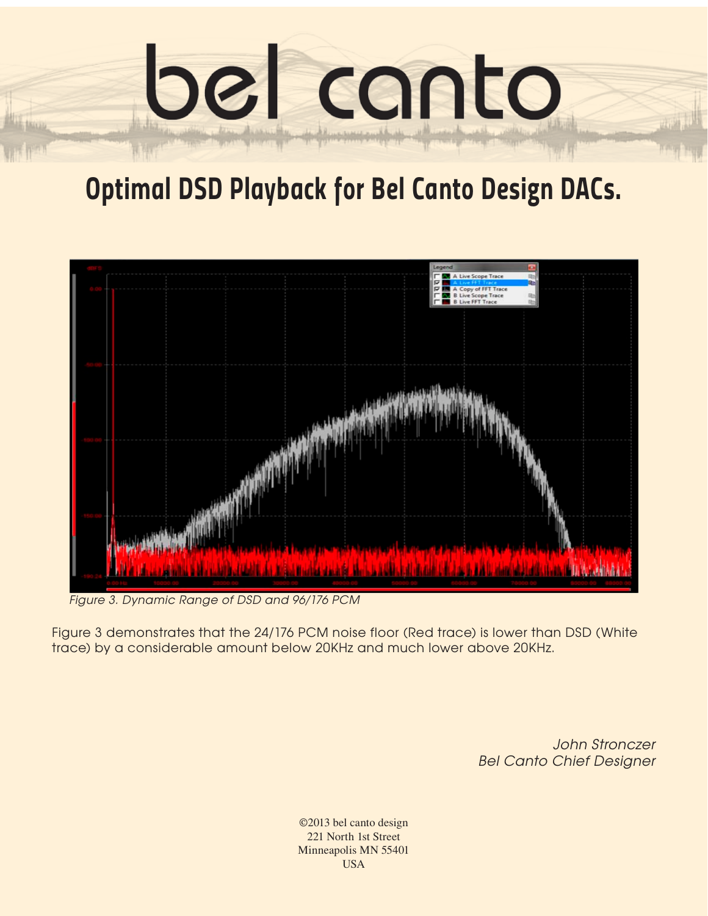# bel canto

## Optimal DSD Playback for Bel Canto Design DACs.

Legend
A Live Scope Trace
A Live FFT Trace
A Copy of FFT Trace
B Live Scope Trace
B Live FFT Trace

dBFS
0.00
-50.00
-100.00
-150.00
-190.24

0.00 Hz
10000.00
20000.00
30000.00
40000.00
50000.00
60000.00
70000.00
80000.00
88000.00

*Figure 3. Dynamic Range of DSD and 96/176 PCM*

Figure 3 demonstrates that the 24/176 PCM noise floor (Red trace) is lower than DSD (White trace) by a considerable amount below 20KHz and much lower above 20KHz.

*John Stronczer*
*Bel Canto Chief Designer*

©2013 bel canto design
221 North 1st Street
Minneapolis MN 55401
USA